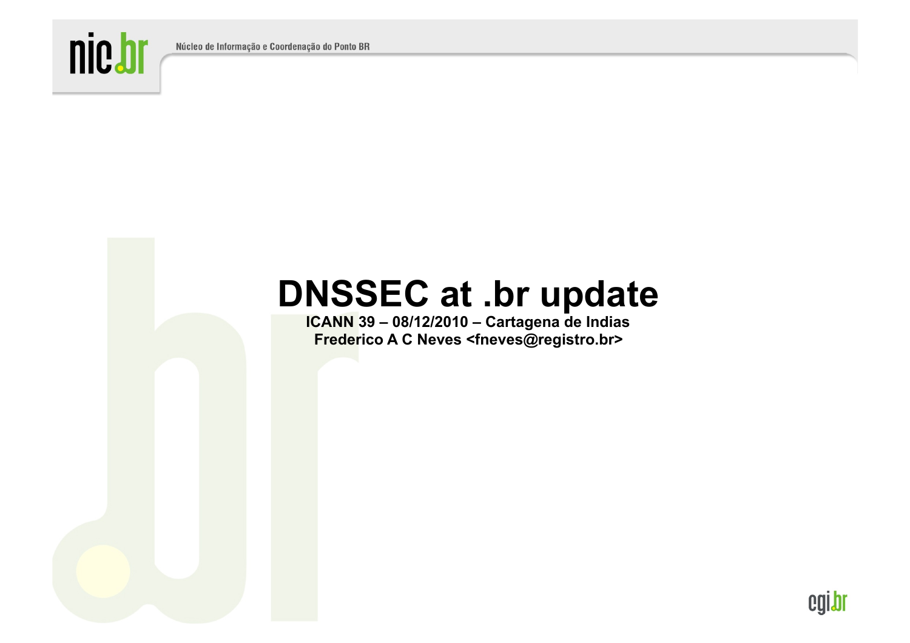# DNSSEC at .br update

**ICANN 39 – 08/12/2010 – Cartagena de Indias**

**Frederico A C Neves <fneves@registro.br>**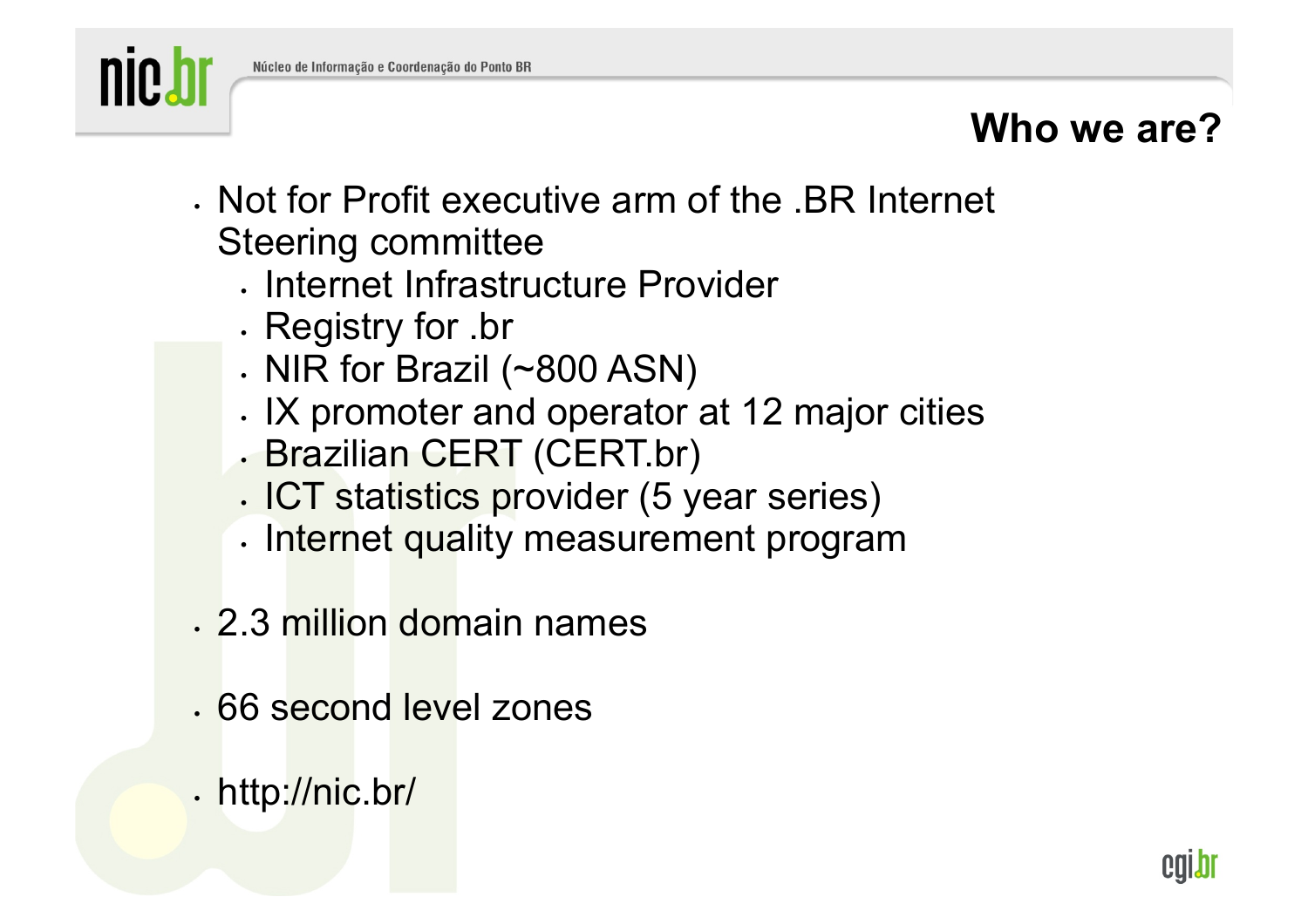# Who we are?

- Not for Profit executive arm of the .BR Internet Steering committee
  - Internet Infrastructure Provider
  - Registry for .br
  - NIR for Brazil (~800 ASN)
  - IX promoter and operator at 12 major cities
  - Brazilian CERT (CERT.br)
  - ICT statistics provider (5 year series)
  - Internet quality measurement program
- 2.3 million domain names
- 66 second level zones
- http://nic.br/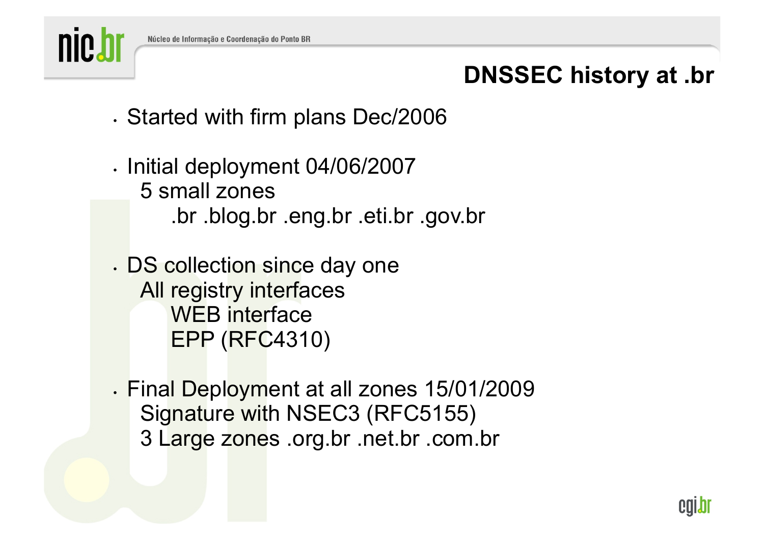# DNSSEC history at .br

- Started with firm plans Dec/2006

- Initial deployment 04/06/2007
  - 5 small zones
    - .br .blog.br .eng.br .eti.br .gov.br

- DS collection since day one
  - All registry interfaces
    - WEB interface
    - EPP (RFC4310)

- Final Deployment at all zones 15/01/2009
  - Signature with NSEC3 (RFC5155)
  - 3 Large zones .org.br .net.br .com.br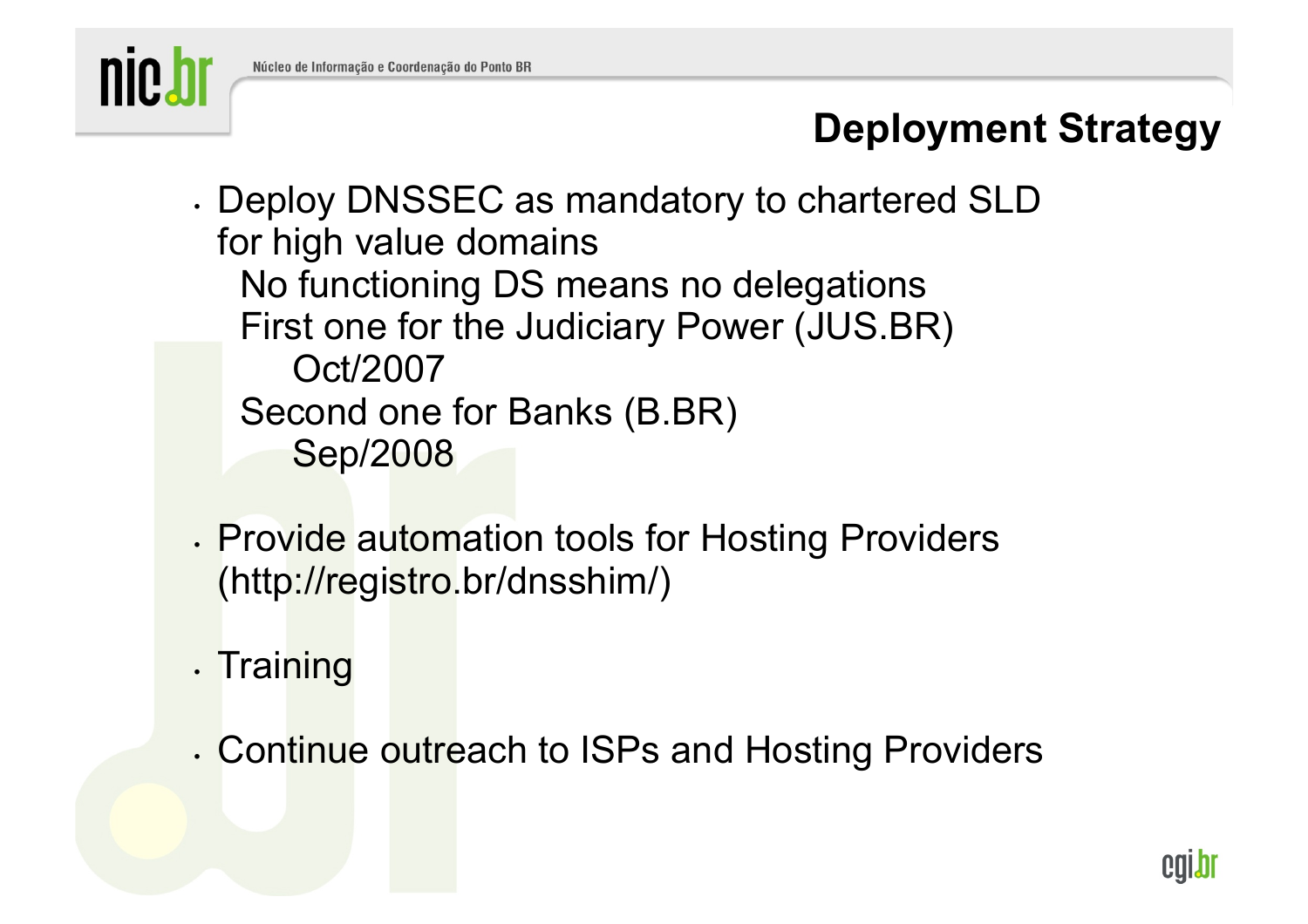## Deployment Strategy

- Deploy DNSSEC as mandatory to chartered SLD for high value domains
  - No functioning DS means no delegations
  - First one for the Judiciary Power (JUS.BR)
    - Oct/2007
  - Second one for Banks (B.BR)
    - Sep/2008
- Provide automation tools for Hosting Providers (http://registro.br/dnsshim/)
- Training
- Continue outreach to ISPs and Hosting Providers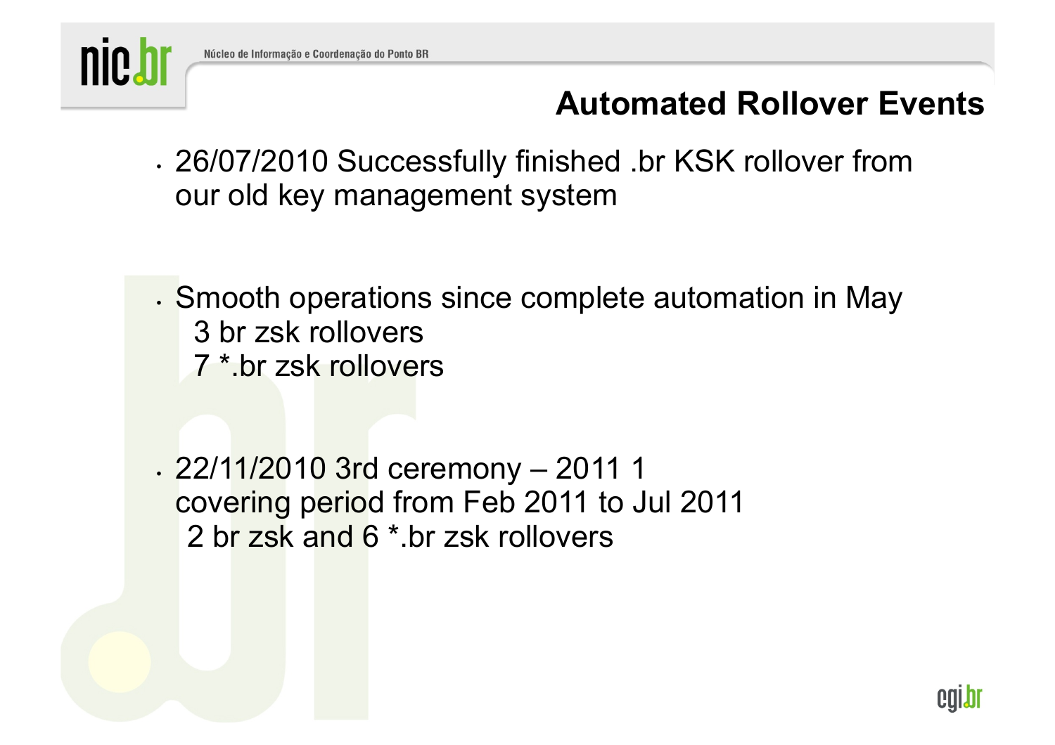# Automated Rollover Events

- 26/07/2010 Successfully finished .br KSK rollover from our old key management system

- Smooth operations since complete automation in May
  3 br zsk rollovers
  7 *.br zsk rollovers

- 22/11/2010 3rd ceremony – 2011 1
  covering period from Feb 2011 to Jul 2011
  2 br zsk and 6 *.br zsk rollovers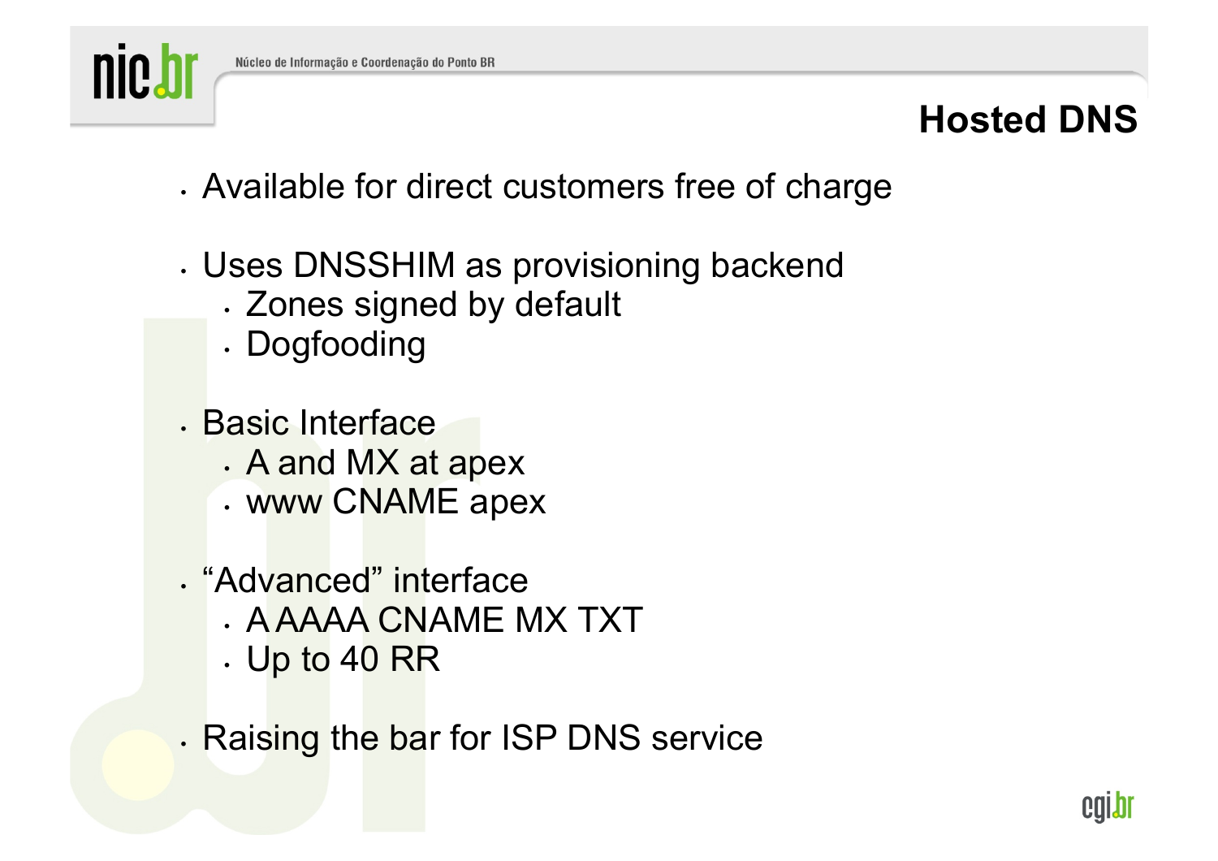# Hosted DNS

- Available for direct customers free of charge
- Uses DNSSHIM as provisioning backend
  - Zones signed by default
  - Dogfooding
- Basic Interface
  - A and MX at apex
  - www CNAME apex
- “Advanced” interface
  - A AAAA CNAME MX TXT
  - Up to 40 RR
- Raising the bar for ISP DNS service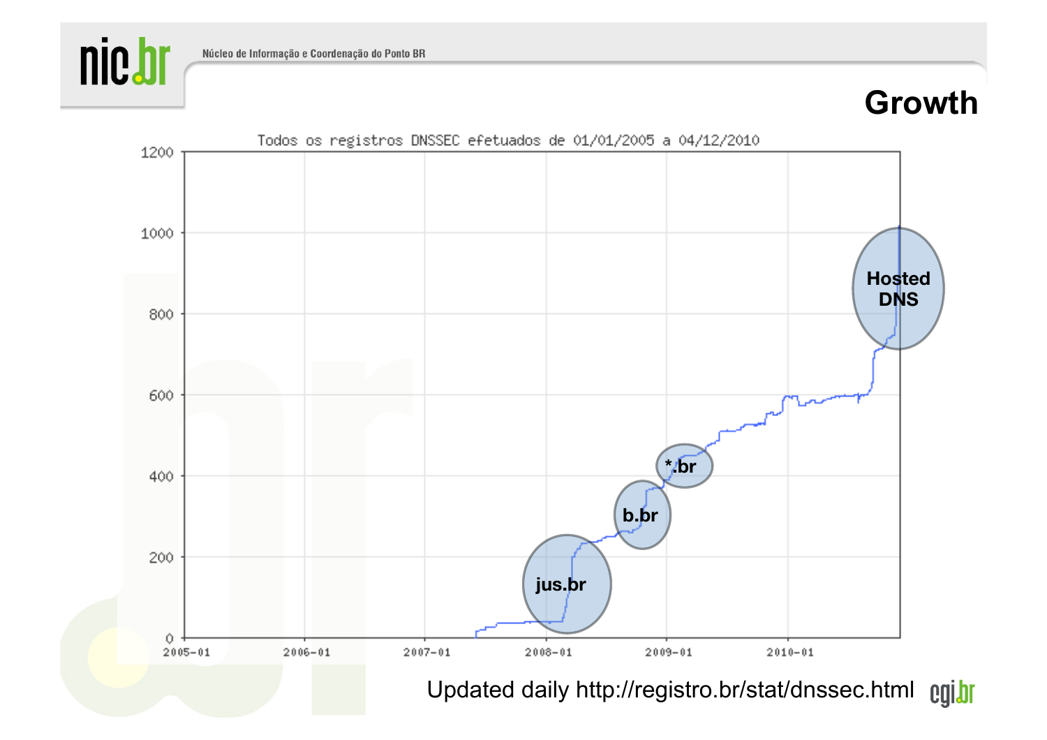# Growth

Todos os registros DNSSEC efetuados de 01/01/2005 a 04/12/2010

jus.br

b.br

*.br

Hosted DNS

Updated daily http://registro.br/stat/dnssec.html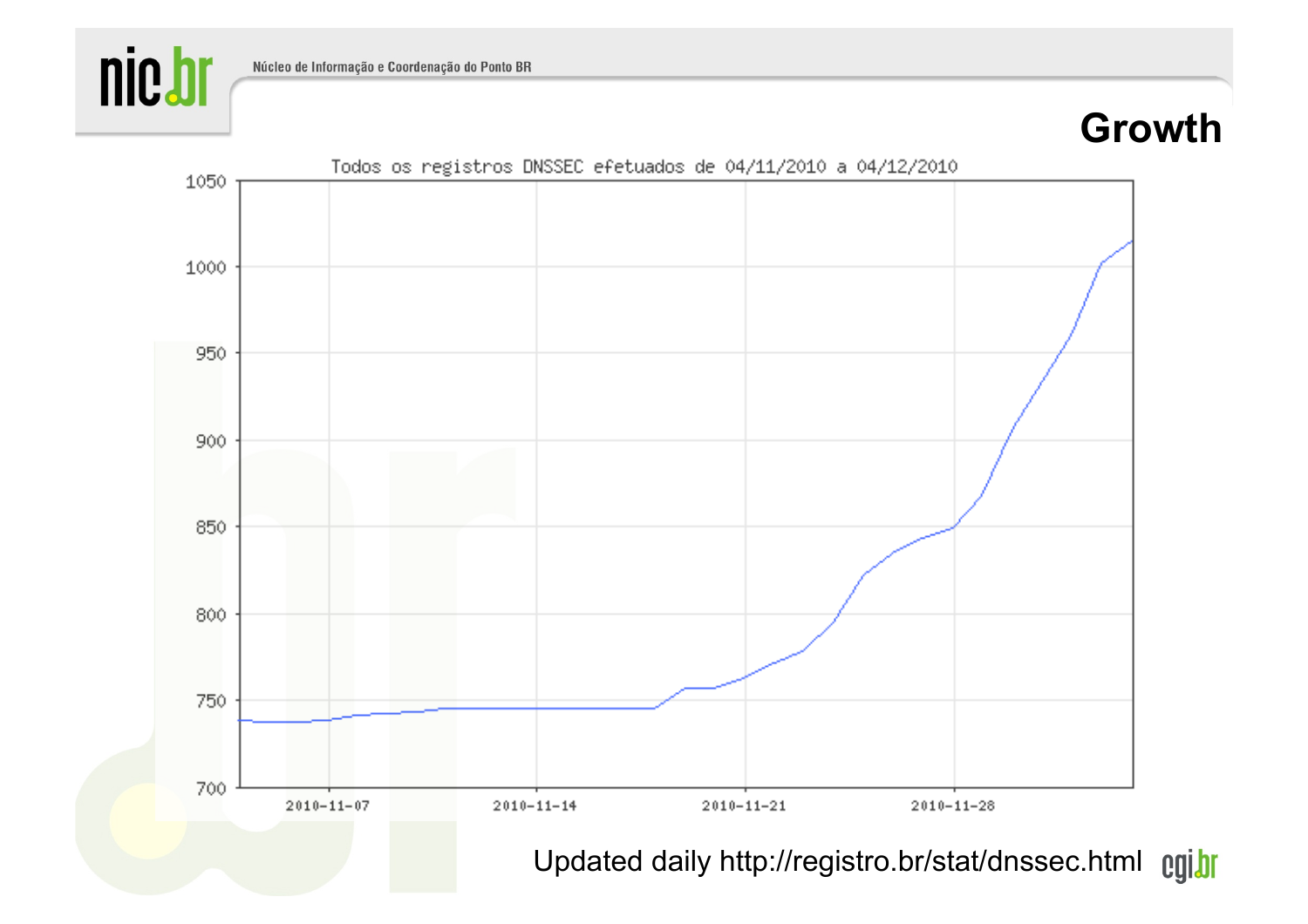# Growth

Todos os registros DNSSEC efetuados de 04/11/2010 a 04/12/2010

Updated daily http://registro.br/stat/dnssec.html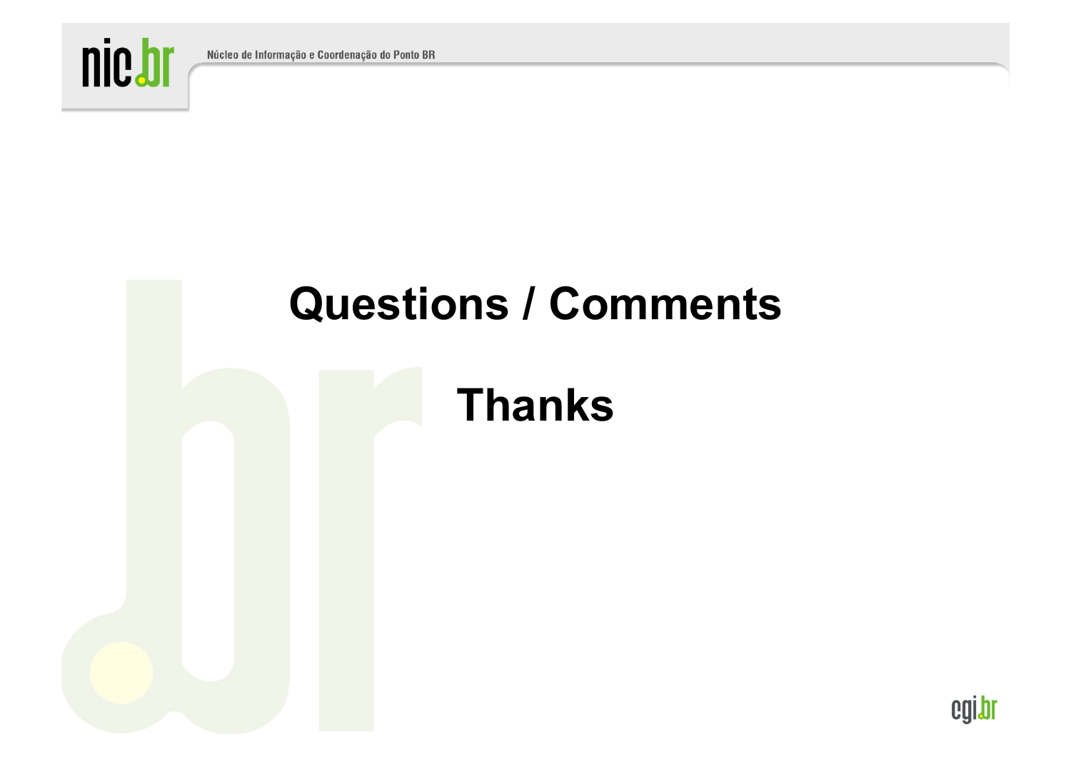# Questions / Comments

# Thanks